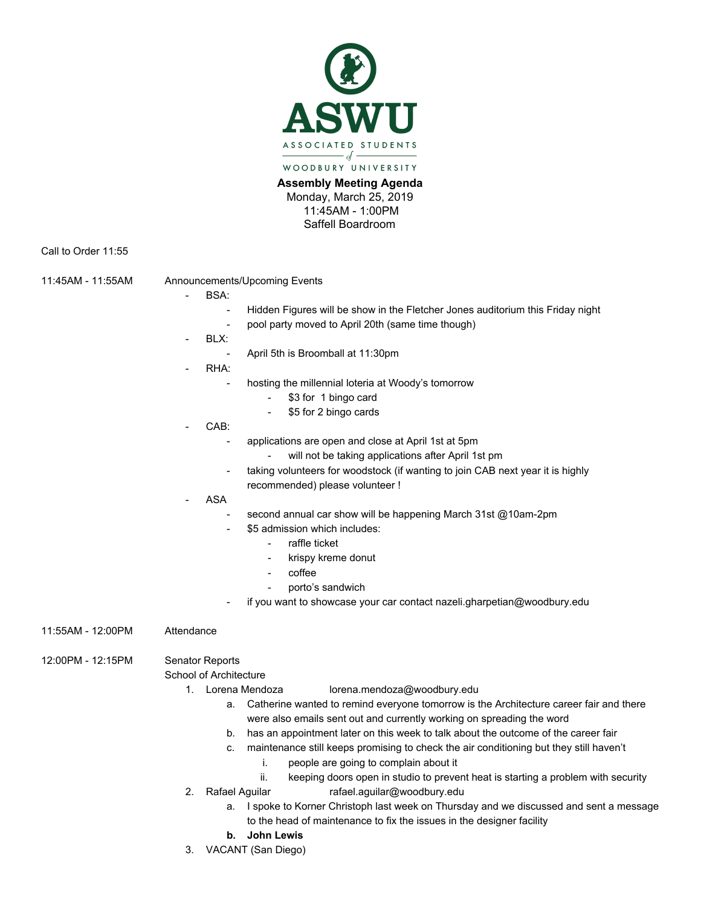**ASWU**

ASSOCIATED STUDENTS of WOODBURY UNIVERSITY

**Assembly Meeting Agenda**
Monday, March 25, 2019
11:45AM - 1:00PM
Saffell Boardroom

Call to Order 11:55

11:45AM - 11:55AM Announcements/Upcoming Events

- BSA:
  - Hidden Figures will be show in the Fletcher Jones auditorium this Friday night
  - pool party moved to April 20th (same time though)
- BLX:
  - April 5th is Broomball at 11:30pm
- RHA:
  - hosting the millennial loteria at Woody's tomorrow
    - $3 for 1 bingo card
    - $5 for 2 bingo cards
- CAB:
  - applications are open and close at April 1st at 5pm
    - will not be taking applications after April 1st pm
  - taking volunteers for woodstock (if wanting to join CAB next year it is highly recommended) please volunteer !
- ASA
  - second annual car show will be happening March 31st @10am-2pm
  - $5 admission which includes:
    - raffle ticket
    - krispy kreme donut
    - coffee
    - porto's sandwich
  - if you want to showcase your car contact nazeli.gharpetian@woodbury.edu

11:55AM - 12:00PM Attendance

12:00PM - 12:15PM Senator Reports

School of Architecture

1. Lorena Mendoza lorena.mendoza@woodbury.edu
   a. Catherine wanted to remind everyone tomorrow is the Architecture career fair and there were also emails sent out and currently working on spreading the word
   b. has an appointment later on this week to talk about the outcome of the career fair
   c. maintenance still keeps promising to check the air conditioning but they still haven't
      i. people are going to complain about it
      ii. keeping doors open in studio to prevent heat is starting a problem with security
2. Rafael Aguilar rafael.aguilar@woodbury.edu
   a. I spoke to Korner Christoph last week on Thursday and we discussed and sent a message to the head of maintenance to fix the issues in the designer facility
   **b. John Lewis**
3. VACANT (San Diego)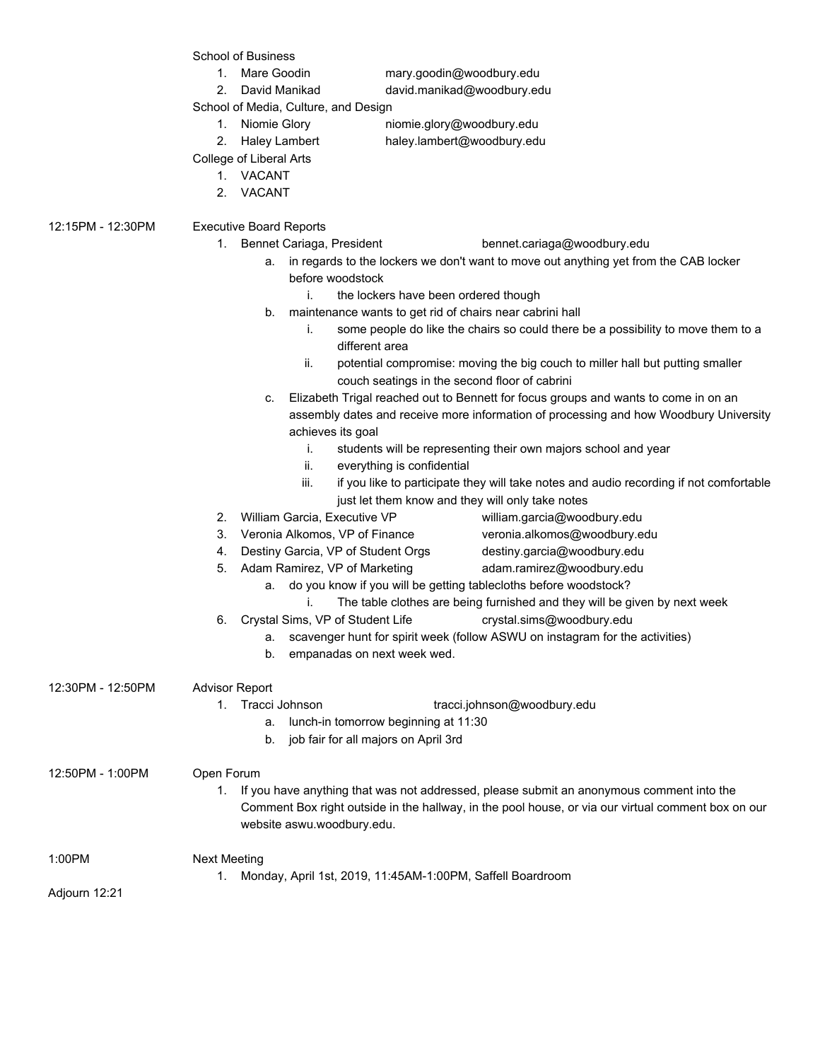School of Business

1. Mare Goodin mary.goodin@woodbury.edu
2. David Manikad david.manikad@woodbury.edu

School of Media, Culture, and Design

1. Niomie Glory niomie.glory@woodbury.edu
2. Haley Lambert haley.lambert@woodbury.edu

College of Liberal Arts

1. VACANT
2. VACANT

12:15PM - 12:30PM Executive Board Reports

1. Bennet Cariaga, President bennet.cariaga@woodbury.edu
   a. in regards to the lockers we don't want to move out anything yet from the CAB locker before woodstock
      i. the lockers have been ordered though
   b. maintenance wants to get rid of chairs near cabrini hall
      i. some people do like the chairs so could there be a possibility to move them to a different area
      ii. potential compromise: moving the big couch to miller hall but putting smaller couch seatings in the second floor of cabrini
   c. Elizabeth Trigal reached out to Bennett for focus groups and wants to come in on an assembly dates and receive more information of processing and how Woodbury University achieves its goal
      i. students will be representing their own majors school and year
      ii. everything is confidential
      iii. if you like to participate they will take notes and audio recording if not comfortable just let them know and they will only take notes
2. William Garcia, Executive VP william.garcia@woodbury.edu
3. Veronia Alkomos, VP of Finance veronia.alkomos@woodbury.edu
4. Destiny Garcia, VP of Student Orgs destiny.garcia@woodbury.edu
5. Adam Ramirez, VP of Marketing adam.ramirez@woodbury.edu
   a. do you know if you will be getting tablecloths before woodstock?
      i. The table clothes are being furnished and they will be given by next week
6. Crystal Sims, VP of Student Life crystal.sims@woodbury.edu
   a. scavenger hunt for spirit week (follow ASWU on instagram for the activities)
   b. empanadas on next week wed.

12:30PM - 12:50PM Advisor Report

1. Tracci Johnson tracci.johnson@woodbury.edu
   a. lunch-in tomorrow beginning at 11:30
   b. job fair for all majors on April 3rd

12:50PM - 1:00PM Open Forum

1. If you have anything that was not addressed, please submit an anonymous comment into the Comment Box right outside in the hallway, in the pool house, or via our virtual comment box on our website aswu.woodbury.edu.

1:00PM Next Meeting

1. Monday, April 1st, 2019, 11:45AM-1:00PM, Saffell Boardroom

Adjourn 12:21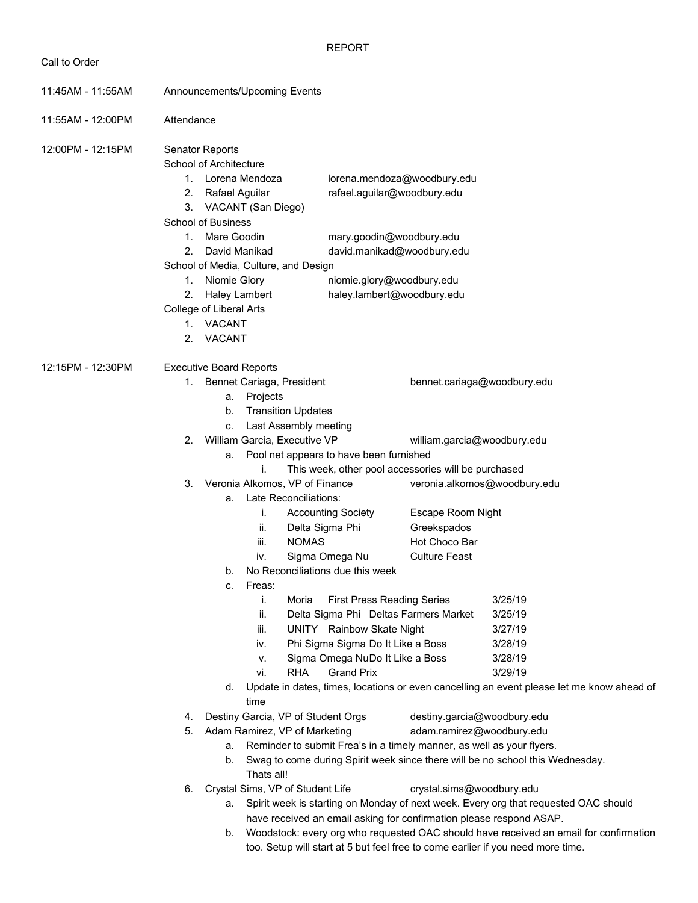REPORT

Call to Order

11:45AM - 11:55AM Announcements/Upcoming Events

11:55AM - 12:00PM Attendance

12:00PM - 12:15PM Senator Reports

School of Architecture

1. Lorena Mendoza lorena.mendoza@woodbury.edu
2. Rafael Aguilar rafael.aguilar@woodbury.edu
3. VACANT (San Diego)

School of Business

1. Mare Goodin mary.goodin@woodbury.edu
2. David Manikad david.manikad@woodbury.edu

School of Media, Culture, and Design

1. Niomie Glory niomie.glory@woodbury.edu
2. Haley Lambert haley.lambert@woodbury.edu

College of Liberal Arts

1. VACANT
2. VACANT

12:15PM - 12:30PM Executive Board Reports

1. Bennet Cariaga, President bennet.cariaga@woodbury.edu
   a. Projects
   b. Transition Updates
   c. Last Assembly meeting
2. William Garcia, Executive VP william.garcia@woodbury.edu
   a. Pool net appears to have been furnished
      i. This week, other pool accessories will be purchased
3. Veronia Alkomos, VP of Finance veronia.alkomos@woodbury.edu
   a. Late Reconciliations:
      i. Accounting Society Escape Room Night
      ii. Delta Sigma Phi Greekspados
      iii. NOMAS Hot Choco Bar
      iv. Sigma Omega Nu Culture Feast
   b. No Reconciliations due this week
   c. Freas:
      i. Moria First Press Reading Series 3/25/19
      ii. Delta Sigma Phi Deltas Farmers Market 3/25/19
      iii. UNITY Rainbow Skate Night 3/27/19
      iv. Phi Sigma Sigma Do It Like a Boss 3/28/19
      v. Sigma Omega NuDo It Like a Boss 3/28/19
      vi. RHA Grand Prix 3/29/19
   d. Update in dates, times, locations or even cancelling an event please let me know ahead of time
4. Destiny Garcia, VP of Student Orgs destiny.garcia@woodbury.edu
5. Adam Ramirez, VP of Marketing adam.ramirez@woodbury.edu
   a. Reminder to submit Frea's in a timely manner, as well as your flyers.
   b. Swag to come during Spirit week since there will be no school this Wednesday. Thats all!
6. Crystal Sims, VP of Student Life crystal.sims@woodbury.edu
   a. Spirit week is starting on Monday of next week. Every org that requested OAC should have received an email asking for confirmation please respond ASAP.
   b. Woodstock: every org who requested OAC should have received an email for confirmation too. Setup will start at 5 but feel free to come earlier if you need more time.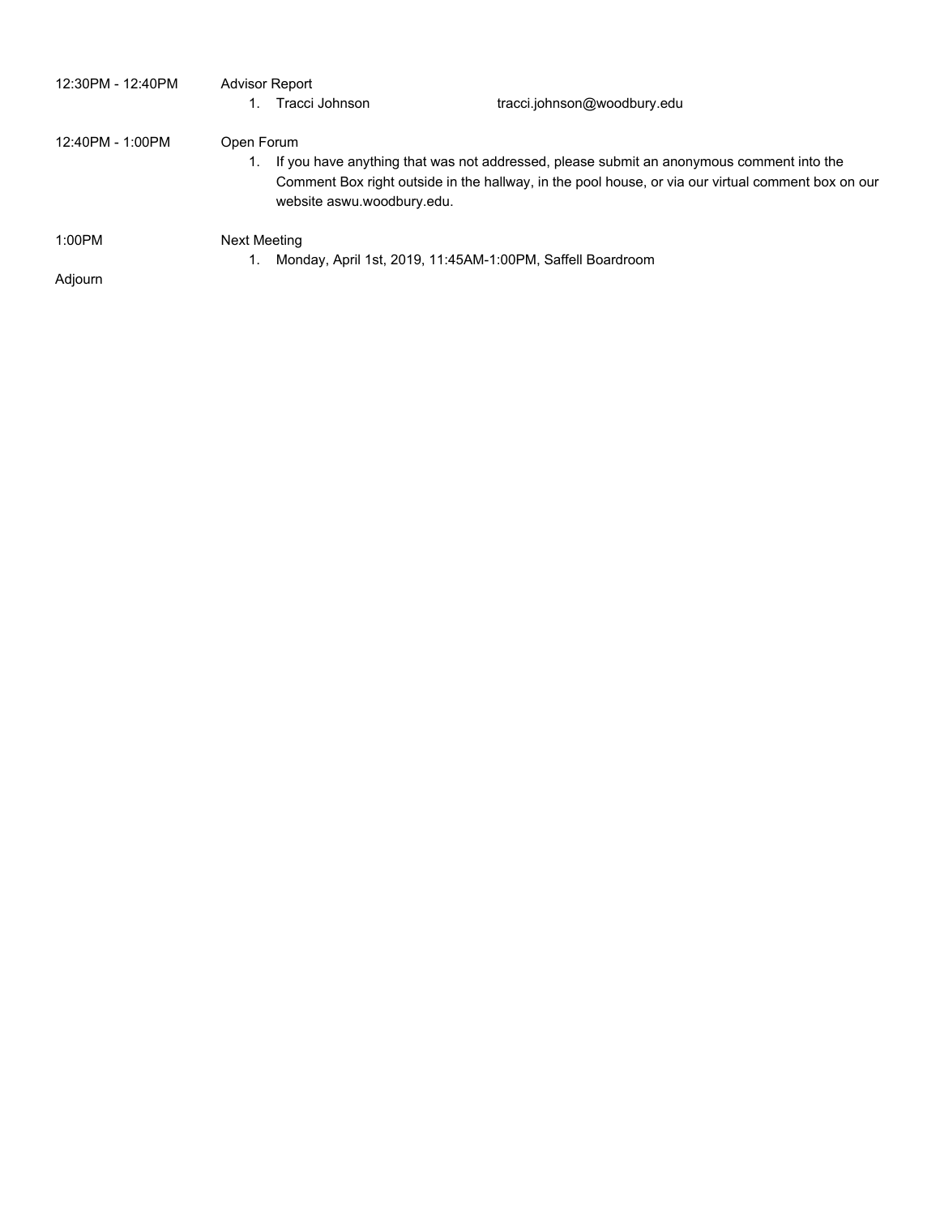12:30PM - 12:40PM Advisor Report

1. Tracci Johnson tracci.johnson@woodbury.edu

12:40PM - 1:00PM Open Forum

1. If you have anything that was not addressed, please submit an anonymous comment into the Comment Box right outside in the hallway, in the pool house, or via our virtual comment box on our website aswu.woodbury.edu.

1:00PM Next Meeting

1. Monday, April 1st, 2019, 11:45AM-1:00PM, Saffell Boardroom

Adjourn